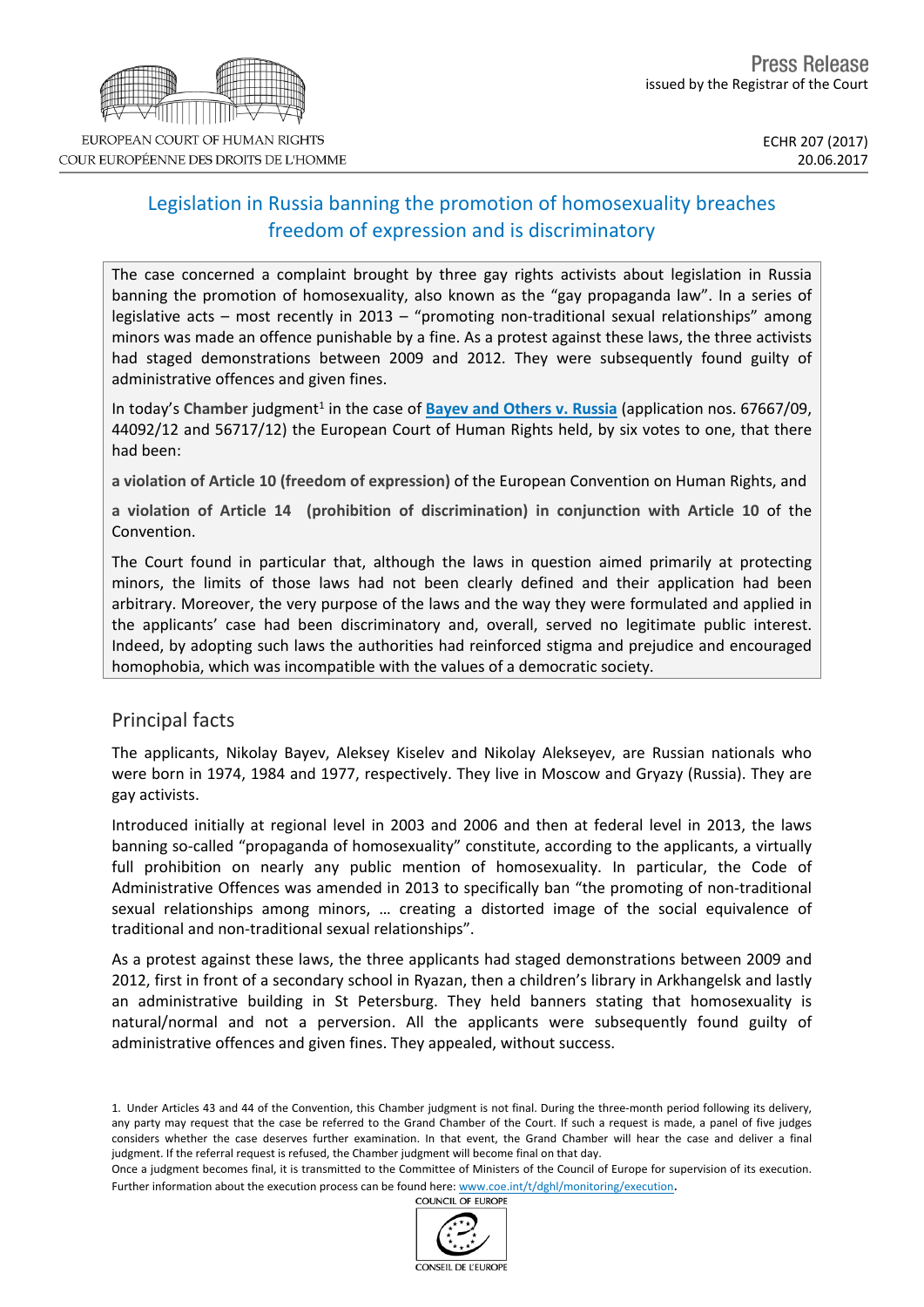Press Release

issued by the Registrar of the Court

EUROPEAN COURT OF HUMAN RIGHTS
COUR EUROPÉENNE DES DROITS DE L'HOMME

ECHR 207 (2017)
20.06.2017

# Legislation in Russia banning the promotion of homosexuality breaches freedom of expression and is discriminatory

The case concerned a complaint brought by three gay rights activists about legislation in Russia banning the promotion of homosexuality, also known as the "gay propaganda law". In a series of legislative acts – most recently in 2013 – "promoting non-traditional sexual relationships" among minors was made an offence punishable by a fine. As a protest against these laws, the three activists had staged demonstrations between 2009 and 2012. They were subsequently found guilty of administrative offences and given fines.

In today's **Chamber** judgment[1] in the case of **Bayev and Others v. Russia** (application nos. 67667/09, 44092/12 and 56717/12) the European Court of Human Rights held, by six votes to one, that there had been:

**a violation of Article 10 (freedom of expression)** of the European Convention on Human Rights, and

**a violation of Article 14 (prohibition of discrimination) in conjunction with Article 10** of the Convention.

The Court found in particular that, although the laws in question aimed primarily at protecting minors, the limits of those laws had not been clearly defined and their application had been arbitrary. Moreover, the very purpose of the laws and the way they were formulated and applied in the applicants' case had been discriminatory and, overall, served no legitimate public interest. Indeed, by adopting such laws the authorities had reinforced stigma and prejudice and encouraged homophobia, which was incompatible with the values of a democratic society.

## Principal facts

The applicants, Nikolay Bayev, Aleksey Kiselev and Nikolay Alekseyev, are Russian nationals who were born in 1974, 1984 and 1977, respectively. They live in Moscow and Gryazy (Russia). They are gay activists.

Introduced initially at regional level in 2003 and 2006 and then at federal level in 2013, the laws banning so-called "propaganda of homosexuality" constitute, according to the applicants, a virtually full prohibition on nearly any public mention of homosexuality. In particular, the Code of Administrative Offences was amended in 2013 to specifically ban "the promoting of non-traditional sexual relationships among minors, … creating a distorted image of the social equivalence of traditional and non-traditional sexual relationships".

As a protest against these laws, the three applicants had staged demonstrations between 2009 and 2012, first in front of a secondary school in Ryazan, then a children's library in Arkhangelsk and lastly an administrative building in St Petersburg. They held banners stating that homosexuality is natural/normal and not a perversion. All the applicants were subsequently found guilty of administrative offences and given fines. They appealed, without success.

---

1. Under Articles 43 and 44 of the Convention, this Chamber judgment is not final. During the three-month period following its delivery, any party may request that the case be referred to the Grand Chamber of the Court. If such a request is made, a panel of five judges considers whether the case deserves further examination. In that event, the Grand Chamber will hear the case and deliver a final judgment. If the referral request is refused, the Chamber judgment will become final on that day.
Once a judgment becomes final, it is transmitted to the Committee of Ministers of the Council of Europe for supervision of its execution. Further information about the execution process can be found here: www.coe.int/t/dghl/monitoring/execution.

COUNCIL OF EUROPE
CONSEIL DE L'EUROPE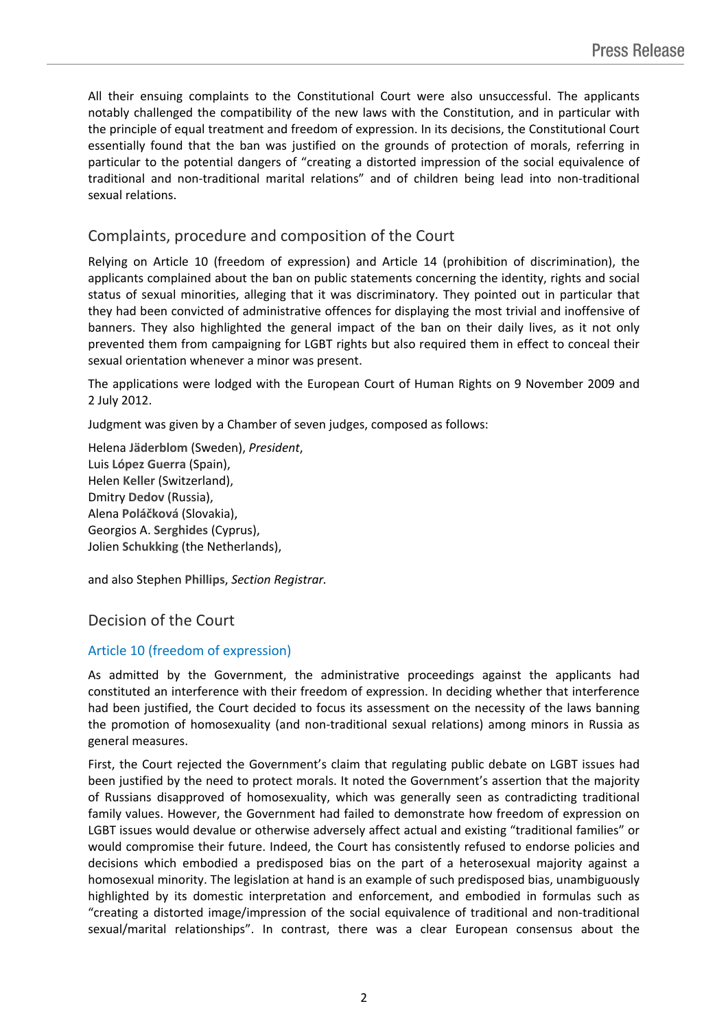All their ensuing complaints to the Constitutional Court were also unsuccessful. The applicants notably challenged the compatibility of the new laws with the Constitution, and in particular with the principle of equal treatment and freedom of expression. In its decisions, the Constitutional Court essentially found that the ban was justified on the grounds of protection of morals, referring in particular to the potential dangers of "creating a distorted impression of the social equivalence of traditional and non-traditional marital relations" and of children being lead into non-traditional sexual relations.

## Complaints, procedure and composition of the Court

Relying on Article 10 (freedom of expression) and Article 14 (prohibition of discrimination), the applicants complained about the ban on public statements concerning the identity, rights and social status of sexual minorities, alleging that it was discriminatory. They pointed out in particular that they had been convicted of administrative offences for displaying the most trivial and inoffensive of banners. They also highlighted the general impact of the ban on their daily lives, as it not only prevented them from campaigning for LGBT rights but also required them in effect to conceal their sexual orientation whenever a minor was present.

The applications were lodged with the European Court of Human Rights on 9 November 2009 and 2 July 2012.

Judgment was given by a Chamber of seven judges, composed as follows:

Helena **Jäderblom** (Sweden), *President*,
Luis **López Guerra** (Spain),
Helen **Keller** (Switzerland),
Dmitry **Dedov** (Russia),
Alena **Poláčková** (Slovakia),
Georgios A. **Serghides** (Cyprus),
Jolien **Schukking** (the Netherlands),

and also Stephen **Phillips**, *Section Registrar.*

## Decision of the Court

### Article 10 (freedom of expression)

As admitted by the Government, the administrative proceedings against the applicants had constituted an interference with their freedom of expression. In deciding whether that interference had been justified, the Court decided to focus its assessment on the necessity of the laws banning the promotion of homosexuality (and non-traditional sexual relations) among minors in Russia as general measures.

First, the Court rejected the Government's claim that regulating public debate on LGBT issues had been justified by the need to protect morals. It noted the Government's assertion that the majority of Russians disapproved of homosexuality, which was generally seen as contradicting traditional family values. However, the Government had failed to demonstrate how freedom of expression on LGBT issues would devalue or otherwise adversely affect actual and existing "traditional families" or would compromise their future. Indeed, the Court has consistently refused to endorse policies and decisions which embodied a predisposed bias on the part of a heterosexual majority against a homosexual minority. The legislation at hand is an example of such predisposed bias, unambiguously highlighted by its domestic interpretation and enforcement, and embodied in formulas such as "creating a distorted image/impression of the social equivalence of traditional and non-traditional sexual/marital relationships". In contrast, there was a clear European consensus about the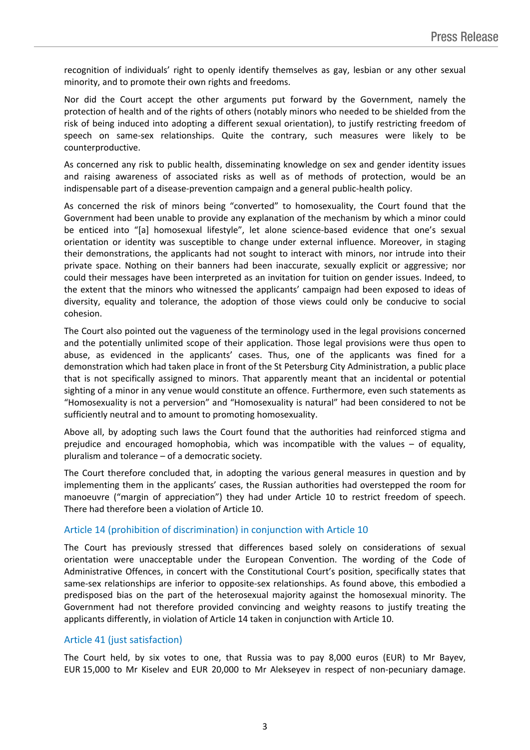recognition of individuals' right to openly identify themselves as gay, lesbian or any other sexual minority, and to promote their own rights and freedoms.

Nor did the Court accept the other arguments put forward by the Government, namely the protection of health and of the rights of others (notably minors who needed to be shielded from the risk of being induced into adopting a different sexual orientation), to justify restricting freedom of speech on same-sex relationships. Quite the contrary, such measures were likely to be counterproductive.

As concerned any risk to public health, disseminating knowledge on sex and gender identity issues and raising awareness of associated risks as well as of methods of protection, would be an indispensable part of a disease-prevention campaign and a general public-health policy.

As concerned the risk of minors being "converted" to homosexuality, the Court found that the Government had been unable to provide any explanation of the mechanism by which a minor could be enticed into "[a] homosexual lifestyle", let alone science-based evidence that one's sexual orientation or identity was susceptible to change under external influence. Moreover, in staging their demonstrations, the applicants had not sought to interact with minors, nor intrude into their private space. Nothing on their banners had been inaccurate, sexually explicit or aggressive; nor could their messages have been interpreted as an invitation for tuition on gender issues. Indeed, to the extent that the minors who witnessed the applicants' campaign had been exposed to ideas of diversity, equality and tolerance, the adoption of those views could only be conducive to social cohesion.

The Court also pointed out the vagueness of the terminology used in the legal provisions concerned and the potentially unlimited scope of their application. Those legal provisions were thus open to abuse, as evidenced in the applicants' cases. Thus, one of the applicants was fined for a demonstration which had taken place in front of the St Petersburg City Administration, a public place that is not specifically assigned to minors. That apparently meant that an incidental or potential sighting of a minor in any venue would constitute an offence. Furthermore, even such statements as "Homosexuality is not a perversion" and "Homosexuality is natural" had been considered to not be sufficiently neutral and to amount to promoting homosexuality.

Above all, by adopting such laws the Court found that the authorities had reinforced stigma and prejudice and encouraged homophobia, which was incompatible with the values – of equality, pluralism and tolerance – of a democratic society.

The Court therefore concluded that, in adopting the various general measures in question and by implementing them in the applicants' cases, the Russian authorities had overstepped the room for manoeuvre ("margin of appreciation") they had under Article 10 to restrict freedom of speech. There had therefore been a violation of Article 10.

### Article 14 (prohibition of discrimination) in conjunction with Article 10

The Court has previously stressed that differences based solely on considerations of sexual orientation were unacceptable under the European Convention. The wording of the Code of Administrative Offences, in concert with the Constitutional Court's position, specifically states that same-sex relationships are inferior to opposite-sex relationships. As found above, this embodied a predisposed bias on the part of the heterosexual majority against the homosexual minority. The Government had not therefore provided convincing and weighty reasons to justify treating the applicants differently, in violation of Article 14 taken in conjunction with Article 10.

### Article 41 (just satisfaction)

The Court held, by six votes to one, that Russia was to pay 8,000 euros (EUR) to Mr Bayev, EUR 15,000 to Mr Kiselev and EUR 20,000 to Mr Alekseyev in respect of non-pecuniary damage.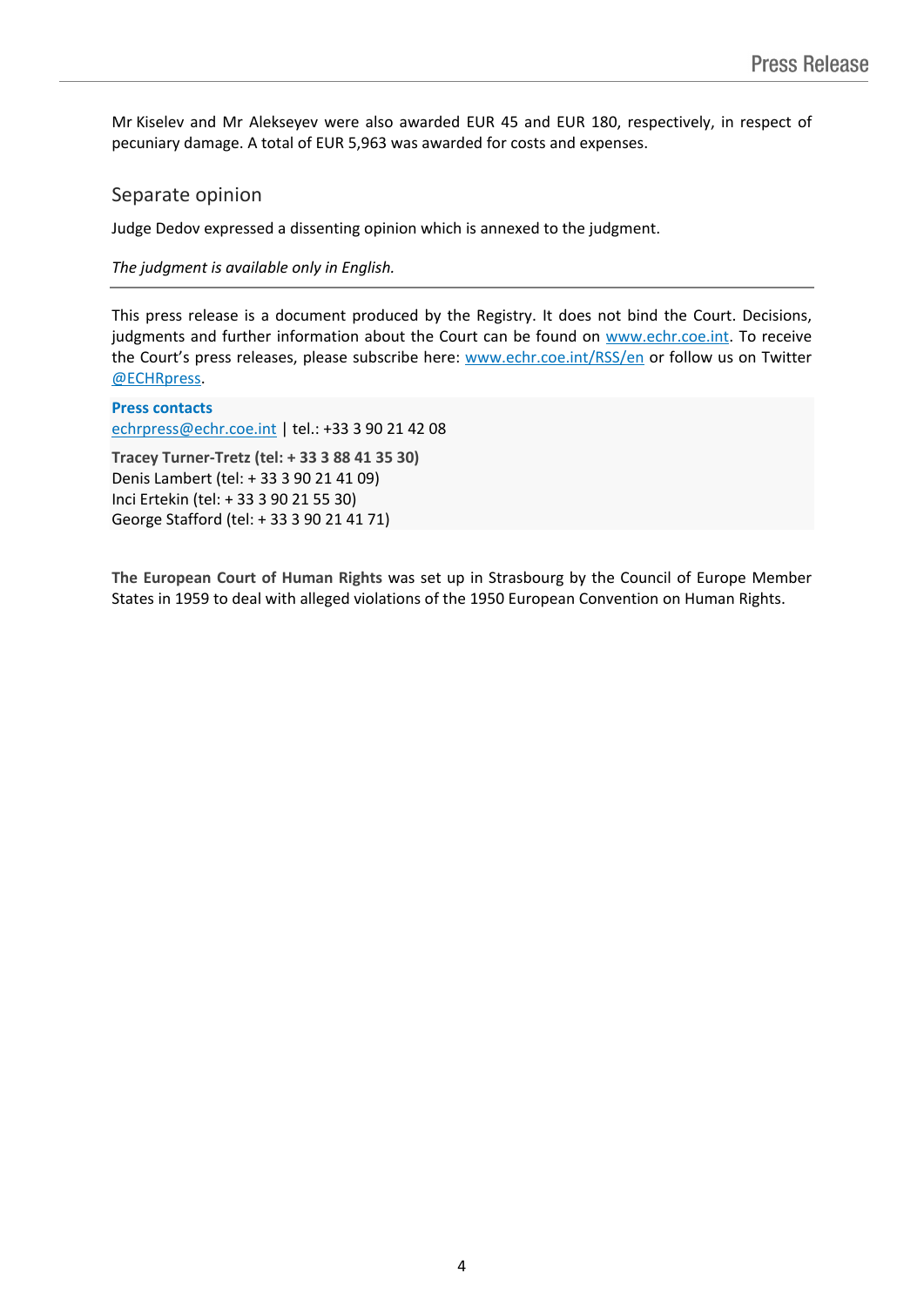Mr Kiselev and Mr Alekseyev were also awarded EUR 45 and EUR 180, respectively, in respect of pecuniary damage. A total of EUR 5,963 was awarded for costs and expenses.

## Separate opinion

Judge Dedov expressed a dissenting opinion which is annexed to the judgment.

*The judgment is available only in English.*

---

This press release is a document produced by the Registry. It does not bind the Court. Decisions, judgments and further information about the Court can be found on www.echr.coe.int. To receive the Court's press releases, please subscribe here: www.echr.coe.int/RSS/en or follow us on Twitter @ECHRpress.

**Press contacts**
echrpress@echr.coe.int | tel.: +33 3 90 21 42 08

**Tracey Turner-Tretz (tel: + 33 3 88 41 35 30)**
Denis Lambert (tel: + 33 3 90 21 41 09)
Inci Ertekin (tel: + 33 3 90 21 55 30)
George Stafford (tel: + 33 3 90 21 41 71)

**The European Court of Human Rights** was set up in Strasbourg by the Council of Europe Member States in 1959 to deal with alleged violations of the 1950 European Convention on Human Rights.